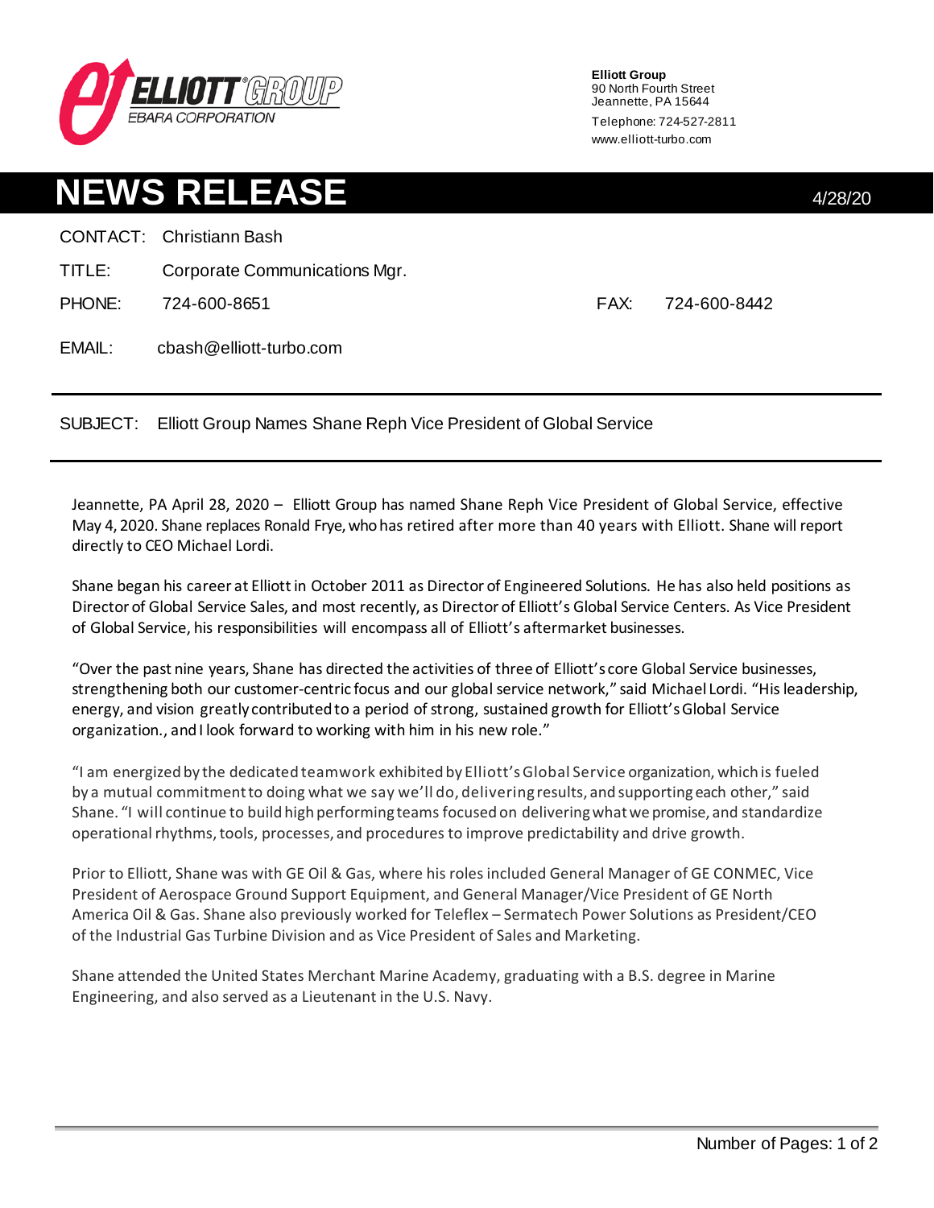**Elliott Group**
90 North Fourth Street
Jeanette, PA 15644
Telephone: 724-527-2811
www.elliott-turbo.com

# NEWS RELEASE

4/28/20

CONTACT: Christiann Bash

TITLE: Corporate Communications Mgr.

PHONE: 724-600-8651 FAX: 724-600-8442

EMAIL: cbash@elliott-turbo.com

---

SUBJECT: Elliott Group Names Shane Reph Vice President of Global Service

---

Jeannette, PA April 28, 2020 – Elliott Group has named Shane Reph Vice President of Global Service, effective May 4, 2020. Shane replaces Ronald Frye, who has retired after more than 40 years with Elliott. Shane will report directly to CEO Michael Lordi.

Shane began his career at Elliott in October 2011 as Director of Engineered Solutions. He has also held positions as Director of Global Service Sales, and most recently, as Director of Elliott's Global Service Centers. As Vice President of Global Service, his responsibilities will encompass all of Elliott's aftermarket businesses.

"Over the past nine years, Shane has directed the activities of three of Elliott's core Global Service businesses, strengthening both our customer-centric focus and our global service network," said Michael Lordi. "His leadership, energy, and vision greatly contributed to a period of strong, sustained growth for Elliott's Global Service organization., and I look forward to working with him in his new role."

"I am energized by the dedicated teamwork exhibited by Elliott's Global Service organization, which is fueled by a mutual commitment to doing what we say we'll do, delivering results, and supporting each other," said Shane. "I will continue to build high performing teams focused on delivering what we promise, and standardize operational rhythms, tools, processes, and procedures to improve predictability and drive growth.

Prior to Elliott, Shane was with GE Oil & Gas, where his roles included General Manager of GE CONMEC, Vice President of Aerospace Ground Support Equipment, and General Manager/Vice President of GE North America Oil & Gas. Shane also previously worked for Teleflex – Sermatech Power Solutions as President/CEO of the Industrial Gas Turbine Division and as Vice President of Sales and Marketing.

Shane attended the United States Merchant Marine Academy, graduating with a B.S. degree in Marine Engineering, and also served as a Lieutenant in the U.S. Navy.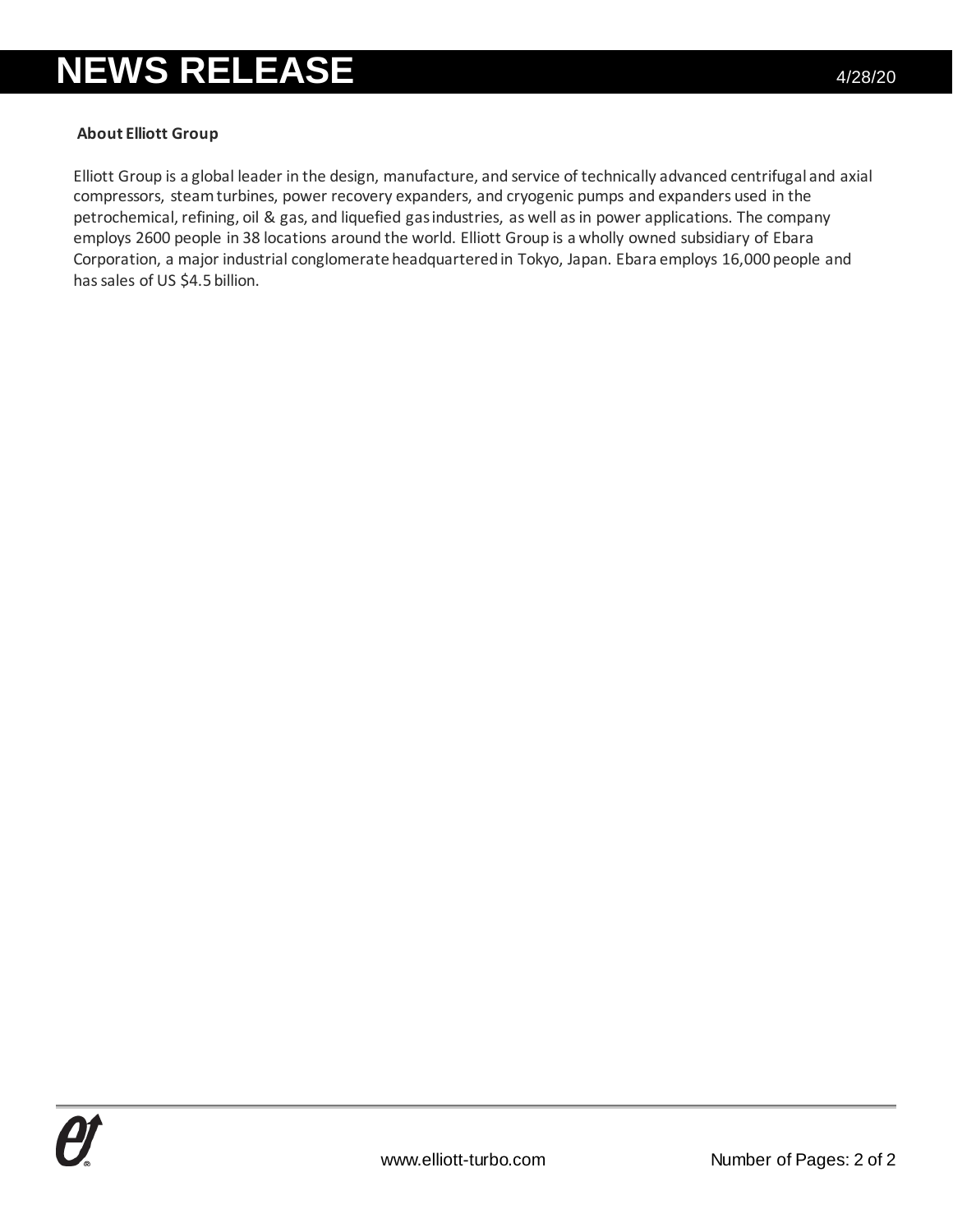**About Elliott Group**

Elliott Group is a global leader in the design, manufacture, and service of technically advanced centrifugal and axial compressors, steam turbines, power recovery expanders, and cryogenic pumps and expanders used in the petrochemical, refining, oil & gas, and liquefied gas industries, as well as in power applications. The company employs 2600 people in 38 locations around the world. Elliott Group is a wholly owned subsidiary of Ebara Corporation, a major industrial conglomerate headquartered in Tokyo, Japan. Ebara employs 16,000 people and has sales of US $4.5 billion.